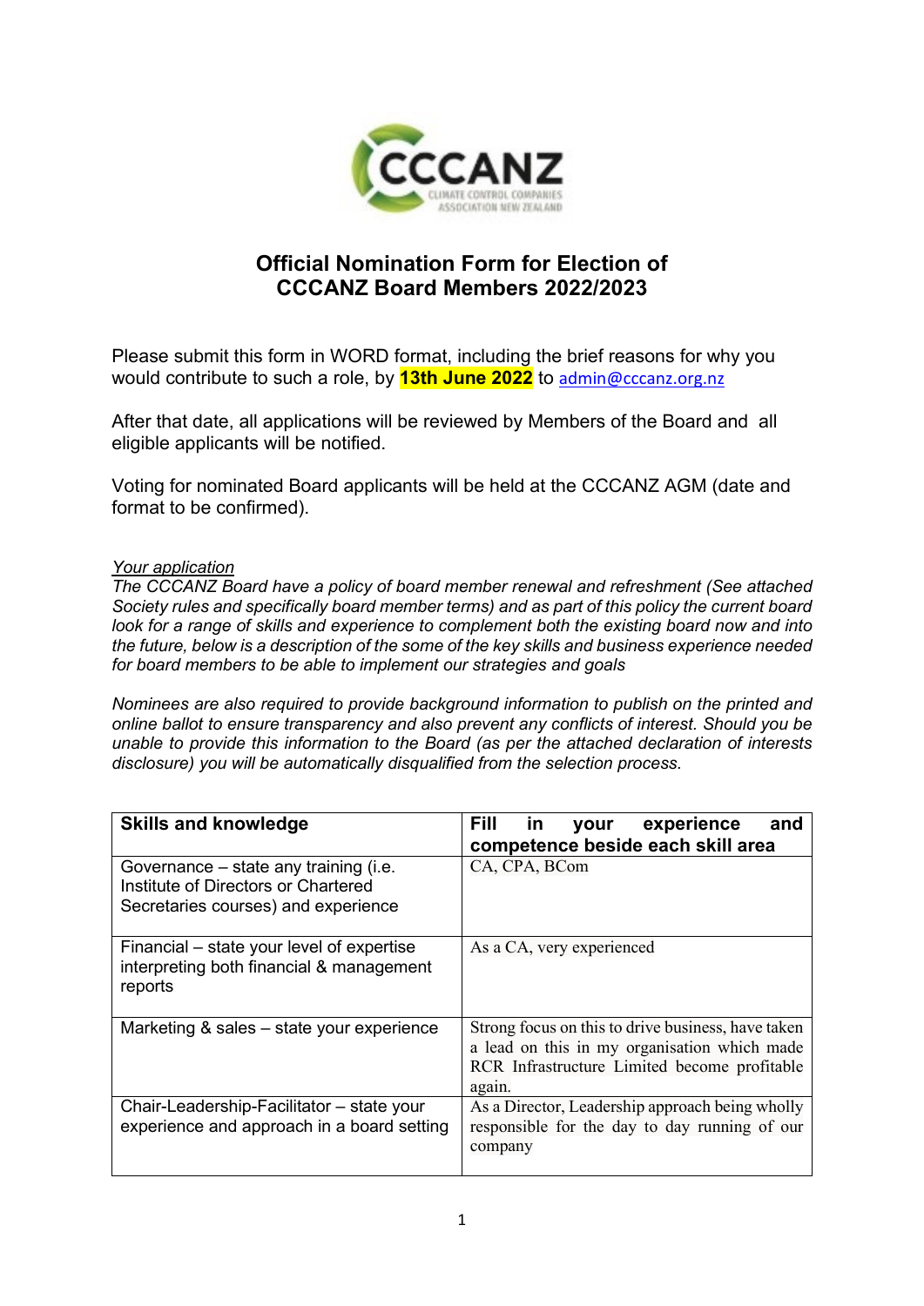# Official Nomination Form for Election of CCCANZ Board Members 2022/2023

Please submit this form in WORD format, including the brief reasons for why you would contribute to such a role, by **13th June 2022** to admin@cccanz.org.nz

After that date, all applications will be reviewed by Members of the Board and all eligible applicants will be notified.

Voting for nominated Board applicants will be held at the CCCANZ AGM (date and format to be confirmed).

*Your application*

*The CCCANZ Board have a policy of board member renewal and refreshment (See attached Society rules and specifically board member terms) and as part of this policy the current board look for a range of skills and experience to complement both the existing board now and into the future, below is a description of the some of the key skills and business experience needed for board members to be able to implement our strategies and goals*

*Nominees are also required to provide background information to publish on the printed and online ballot to ensure transparency and also prevent any conflicts of interest. Should you be unable to provide this information to the Board (as per the attached declaration of interests disclosure) you will be automatically disqualified from the selection process.*

| Skills and knowledge | Fill in your experience and competence beside each skill area |
|---|---|
| Governance – state any training (i.e. Institute of Directors or Chartered Secretaries courses) and experience | CA, CPA, BCom |
| Financial – state your level of expertise interpreting both financial & management reports | As a CA, very experienced |
| Marketing & sales – state your experience | Strong focus on this to drive business, have taken a lead on this in my organisation which made RCR Infrastructure Limited become profitable again. |
| Chair-Leadership-Facilitator – state your experience and approach in a board setting | As a Director, Leadership approach being wholly responsible for the day to day running of our company |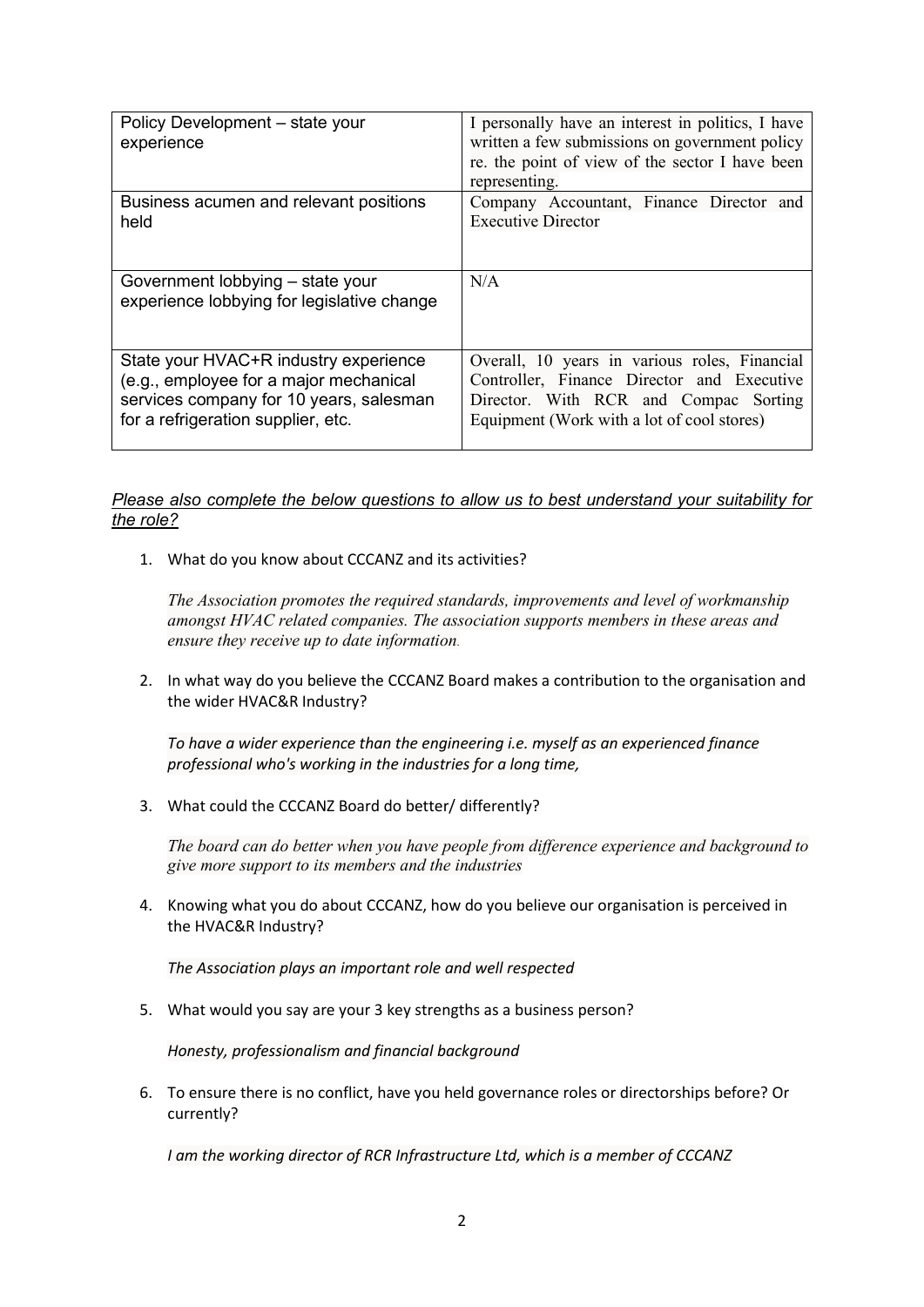| Policy Development – state your experience | I personally have an interest in politics, I have written a few submissions on government policy re. the point of view of the sector I have been representing. |
| --- | --- |
| Business acumen and relevant positions held | Company Accountant, Finance Director and Executive Director |
| Government lobbying – state your experience lobbying for legislative change | N/A |
| State your HVAC+R industry experience (e.g., employee for a major mechanical services company for 10 years, salesman for a refrigeration supplier, etc. | Overall, 10 years in various roles, Financial Controller, Finance Director and Executive Director. With RCR and Compac Sorting Equipment (Work with a lot of cool stores) |

*Please also complete the below questions to allow us to best understand your suitability for the role?*

1. What do you know about CCCANZ and its activities?

   *The Association promotes the required standards, improvements and level of workmanship amongst HVAC related companies. The association supports members in these areas and ensure they receive up to date information.*

2. In what way do you believe the CCCANZ Board makes a contribution to the organisation and the wider HVAC&R Industry?

   *To have a wider experience than the engineering i.e. myself as an experienced finance professional who's working in the industries for a long time,*

3. What could the CCCANZ Board do better/ differently?

   *The board can do better when you have people from difference experience and background to give more support to its members and the industries*

4. Knowing what you do about CCCANZ, how do you believe our organisation is perceived in the HVAC&R Industry?

   *The Association plays an important role and well respected*

5. What would you say are your 3 key strengths as a business person?

   *Honesty, professionalism and financial background*

6. To ensure there is no conflict, have you held governance roles or directorships before? Or currently?

   *I am the working director of RCR Infrastructure Ltd, which is a member of CCCANZ*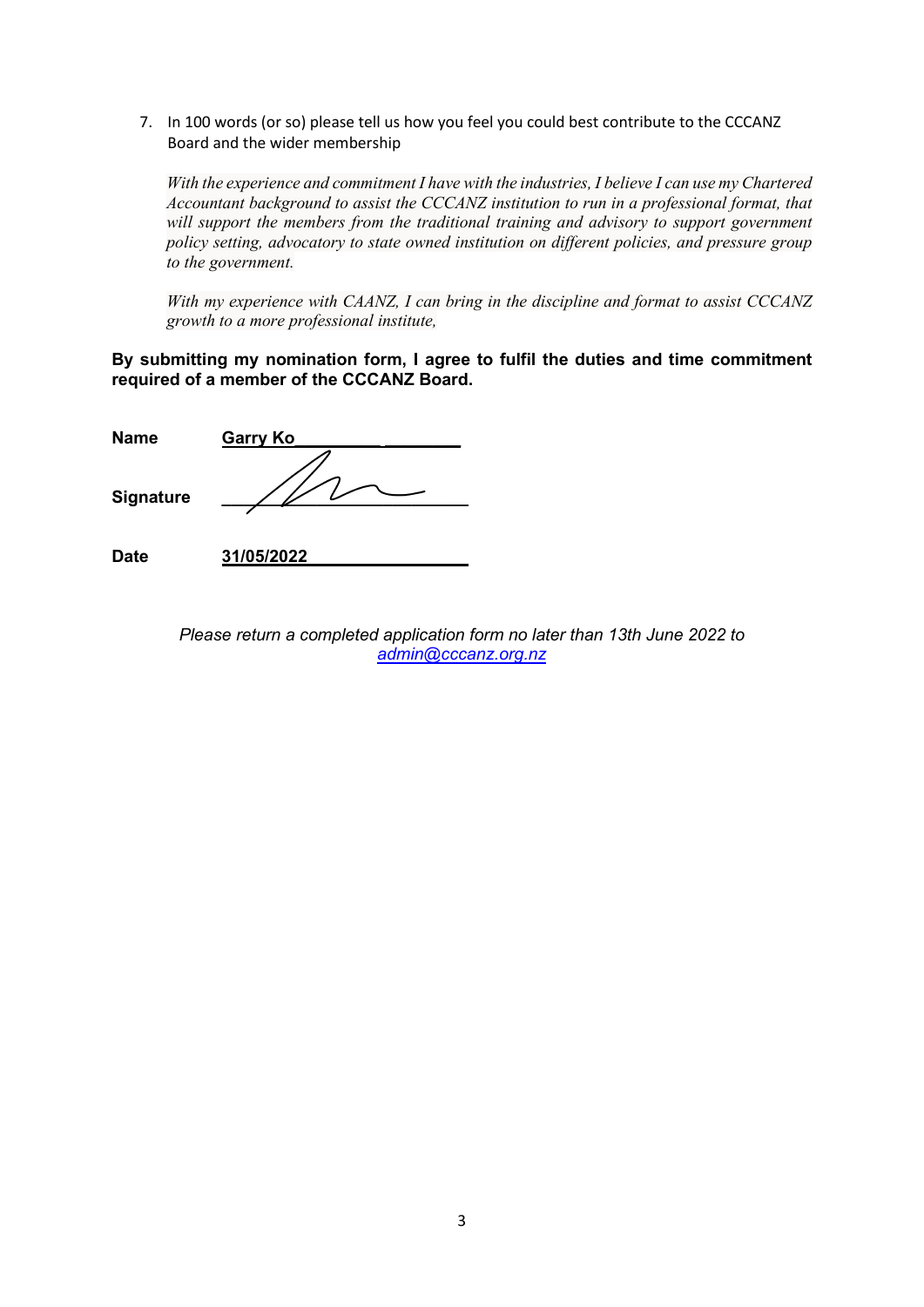7. In 100 words (or so) please tell us how you feel you could best contribute to the CCCANZ Board and the wider membership

   *With the experience and commitment I have with the industries, I believe I can use my Chartered Accountant background to assist the CCCANZ institution to run in a professional format, that will support the members from the traditional training and advisory to support government policy setting, advocatory to state owned institution on different policies, and pressure group to the government.*

   *With my experience with CAANZ, I can bring in the discipline and format to assist CCCANZ growth to a more professional institute,*

**By submitting my nomination form, I agree to fulfil the duties and time commitment required of a member of the CCCANZ Board.**

**Name** **Garry Ko**

**Signature**

**Date** **31/05/2022**

*Please return a completed application form no later than 13th June 2022 to [admin@cccanz.org.nz](mailto:admin@cccanz.org.nz)*